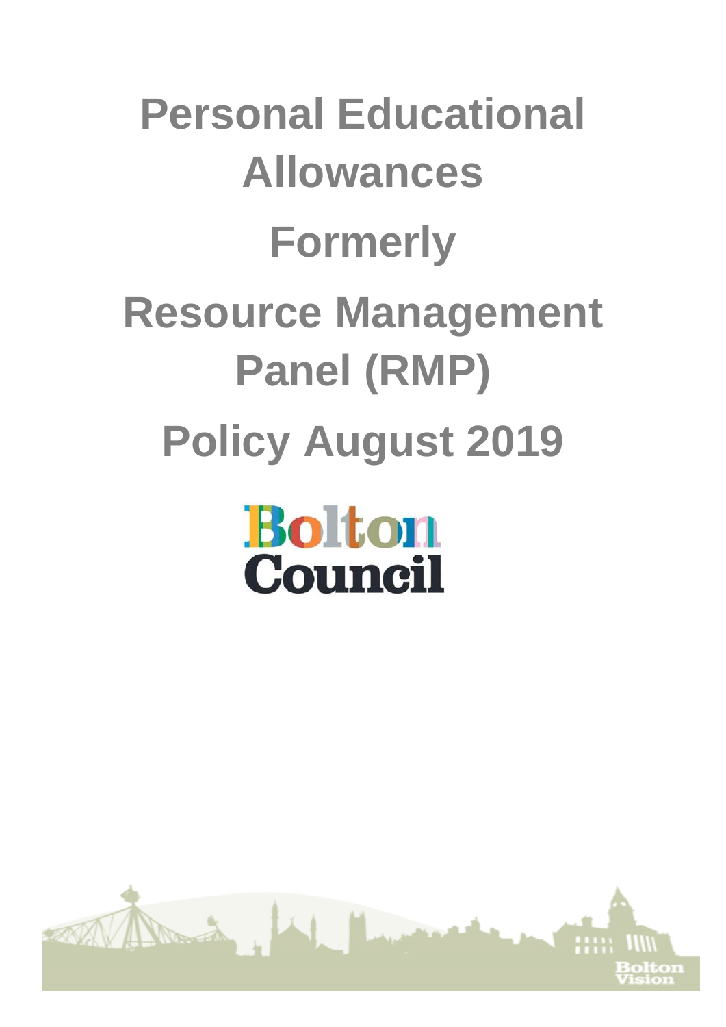# Personal Educational Allowances

# Formerly

# Resource Management Panel (RMP)

# Policy August 2019

Bolton Council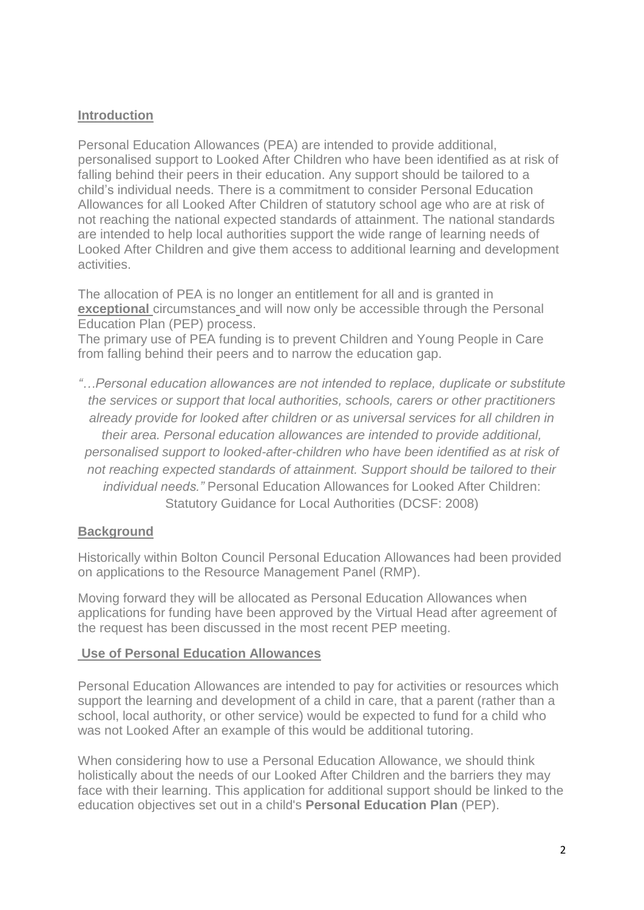## Introduction

Personal Education Allowances (PEA) are intended to provide additional, personalised support to Looked After Children who have been identified as at risk of falling behind their peers in their education. Any support should be tailored to a child's individual needs. There is a commitment to consider Personal Education Allowances for all Looked After Children of statutory school age who are at risk of not reaching the national expected standards of attainment. The national standards are intended to help local authorities support the wide range of learning needs of Looked After Children and give them access to additional learning and development activities.

The allocation of PEA is no longer an entitlement for all and is granted in **exceptional** circumstances and will now only be accessible through the Personal Education Plan (PEP) process.

The primary use of PEA funding is to prevent Children and Young People in Care from falling behind their peers and to narrow the education gap.

*"…Personal education allowances are not intended to replace, duplicate or substitute the services or support that local authorities, schools, carers or other practitioners already provide for looked after children or as universal services for all children in their area. Personal education allowances are intended to provide additional, personalised support to looked-after-children who have been identified as at risk of not reaching expected standards of attainment. Support should be tailored to their individual needs."* Personal Education Allowances for Looked After Children: Statutory Guidance for Local Authorities (DCSF: 2008)

## Background

Historically within Bolton Council Personal Education Allowances had been provided on applications to the Resource Management Panel (RMP).

Moving forward they will be allocated as Personal Education Allowances when applications for funding have been approved by the Virtual Head after agreement of the request has been discussed in the most recent PEP meeting.

## Use of Personal Education Allowances

Personal Education Allowances are intended to pay for activities or resources which support the learning and development of a child in care, that a parent (rather than a school, local authority, or other service) would be expected to fund for a child who was not Looked After an example of this would be additional tutoring.

When considering how to use a Personal Education Allowance, we should think holistically about the needs of our Looked After Children and the barriers they may face with their learning. This application for additional support should be linked to the education objectives set out in a child's **Personal Education Plan** (PEP).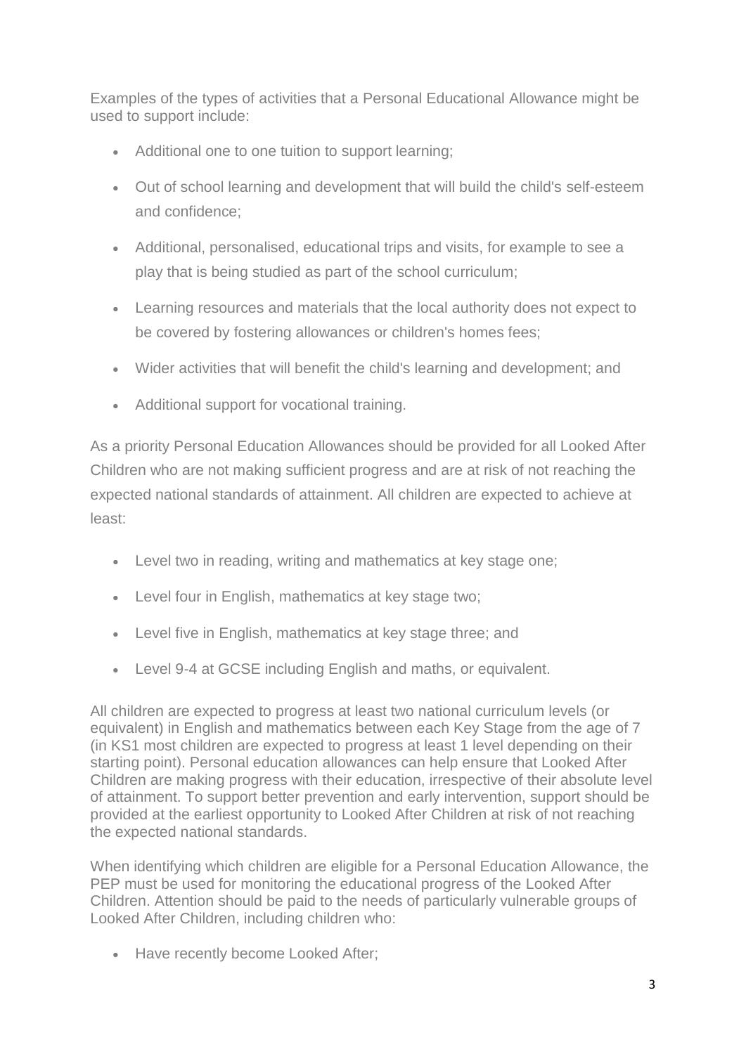Examples of the types of activities that a Personal Educational Allowance might be used to support include:

- Additional one to one tuition to support learning;
- Out of school learning and development that will build the child's self-esteem and confidence;
- Additional, personalised, educational trips and visits, for example to see a play that is being studied as part of the school curriculum;
- Learning resources and materials that the local authority does not expect to be covered by fostering allowances or children's homes fees;
- Wider activities that will benefit the child's learning and development; and
- Additional support for vocational training.

As a priority Personal Education Allowances should be provided for all Looked After Children who are not making sufficient progress and are at risk of not reaching the expected national standards of attainment. All children are expected to achieve at least:

- Level two in reading, writing and mathematics at key stage one;
- Level four in English, mathematics at key stage two;
- Level five in English, mathematics at key stage three; and
- Level 9-4 at GCSE including English and maths, or equivalent.

All children are expected to progress at least two national curriculum levels (or equivalent) in English and mathematics between each Key Stage from the age of 7 (in KS1 most children are expected to progress at least 1 level depending on their starting point). Personal education allowances can help ensure that Looked After Children are making progress with their education, irrespective of their absolute level of attainment. To support better prevention and early intervention, support should be provided at the earliest opportunity to Looked After Children at risk of not reaching the expected national standards.

When identifying which children are eligible for a Personal Education Allowance, the PEP must be used for monitoring the educational progress of the Looked After Children. Attention should be paid to the needs of particularly vulnerable groups of Looked After Children, including children who:

- Have recently become Looked After;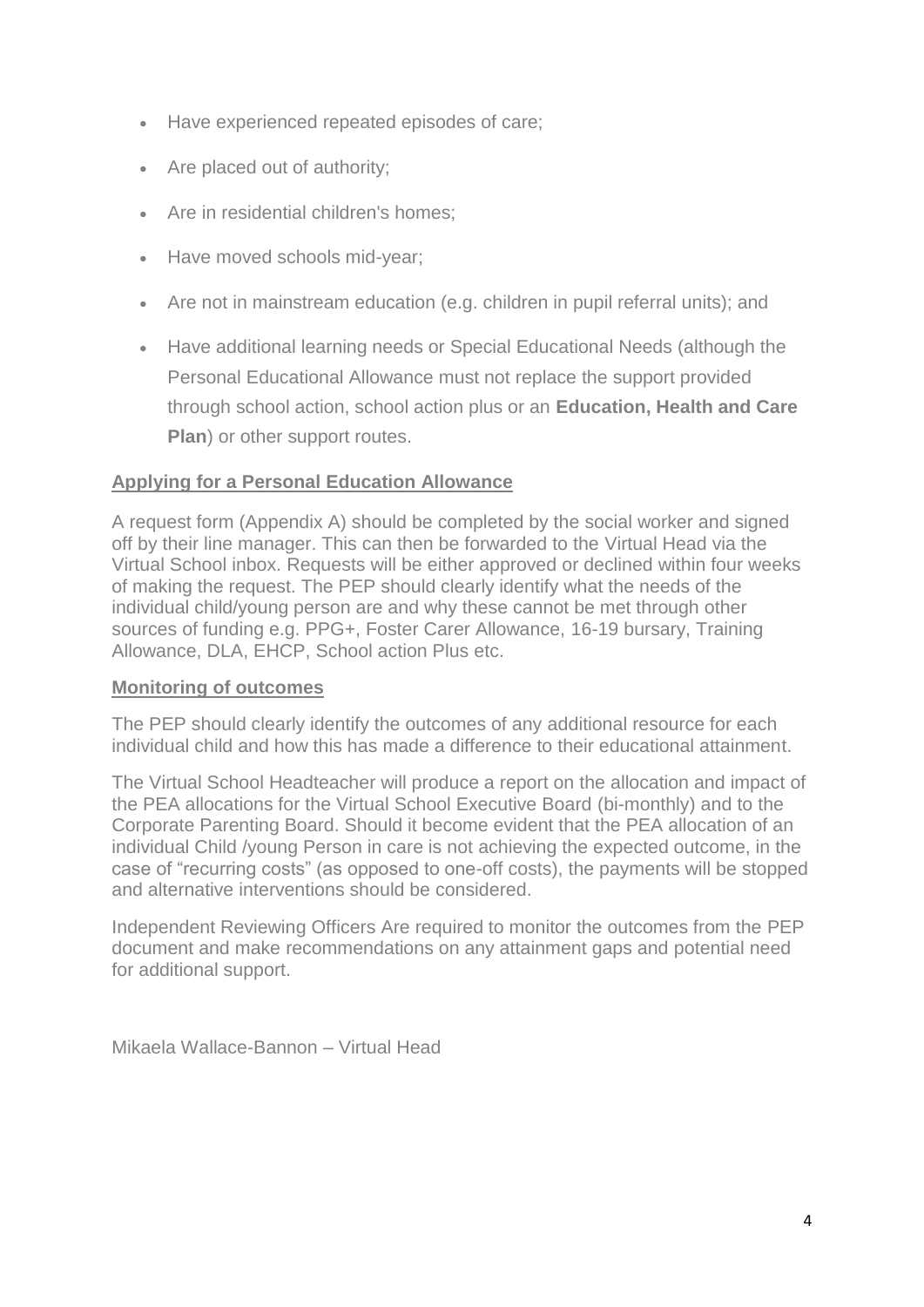- Have experienced repeated episodes of care;
- Are placed out of authority;
- Are in residential children's homes;
- Have moved schools mid-year;
- Are not in mainstream education (e.g. children in pupil referral units); and
- Have additional learning needs or Special Educational Needs (although the Personal Educational Allowance must not replace the support provided through school action, school action plus or an **Education, Health and Care Plan**) or other support routes.

## Applying for a Personal Education Allowance

A request form (Appendix A) should be completed by the social worker and signed off by their line manager. This can then be forwarded to the Virtual Head via the Virtual School inbox. Requests will be either approved or declined within four weeks of making the request. The PEP should clearly identify what the needs of the individual child/young person are and why these cannot be met through other sources of funding e.g. PPG+, Foster Carer Allowance, 16-19 bursary, Training Allowance, DLA, EHCP, School action Plus etc.

## Monitoring of outcomes

The PEP should clearly identify the outcomes of any additional resource for each individual child and how this has made a difference to their educational attainment.

The Virtual School Headteacher will produce a report on the allocation and impact of the PEA allocations for the Virtual School Executive Board (bi-monthly) and to the Corporate Parenting Board. Should it become evident that the PEA allocation of an individual Child /young Person in care is not achieving the expected outcome, in the case of "recurring costs" (as opposed to one-off costs), the payments will be stopped and alternative interventions should be considered.

Independent Reviewing Officers Are required to monitor the outcomes from the PEP document and make recommendations on any attainment gaps and potential need for additional support.

Mikaela Wallace-Bannon – Virtual Head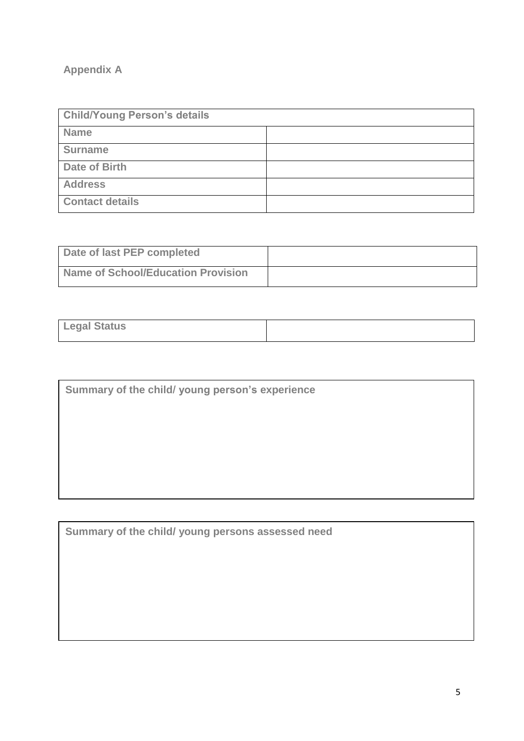## Appendix A

| Child/Young Person's details | |
|---|---|
| Name | |
| Surname | |
| Date of Birth | |
| Address | |
| Contact details | |

| Date of last PEP completed | |
|---|---|
| Name of School/Education Provision | |

| Legal Status | |
|---|---|

| Summary of the child/ young person's experience |
|---|
| |

| Summary of the child/ young persons assessed need |
|---|
| |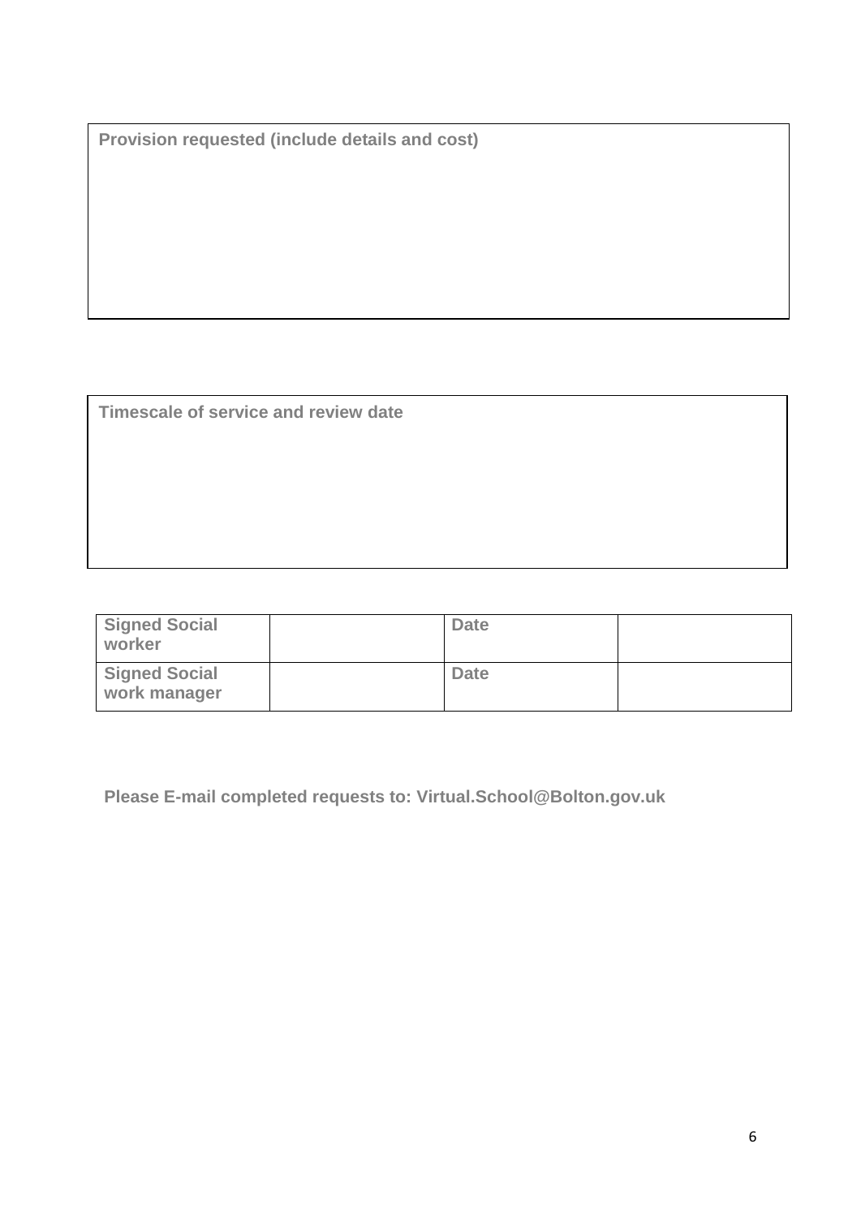| Provision requested (include details and cost) |
| --- |
| |

| Timescale of service and review date |
| --- |
| |

| | | | |
| --- | --- | --- | --- |
| **Signed Social worker** | | **Date** | |
| **Signed Social work manager** | | **Date** | |

**Please E-mail completed requests to: Virtual.School@Bolton.gov.uk**